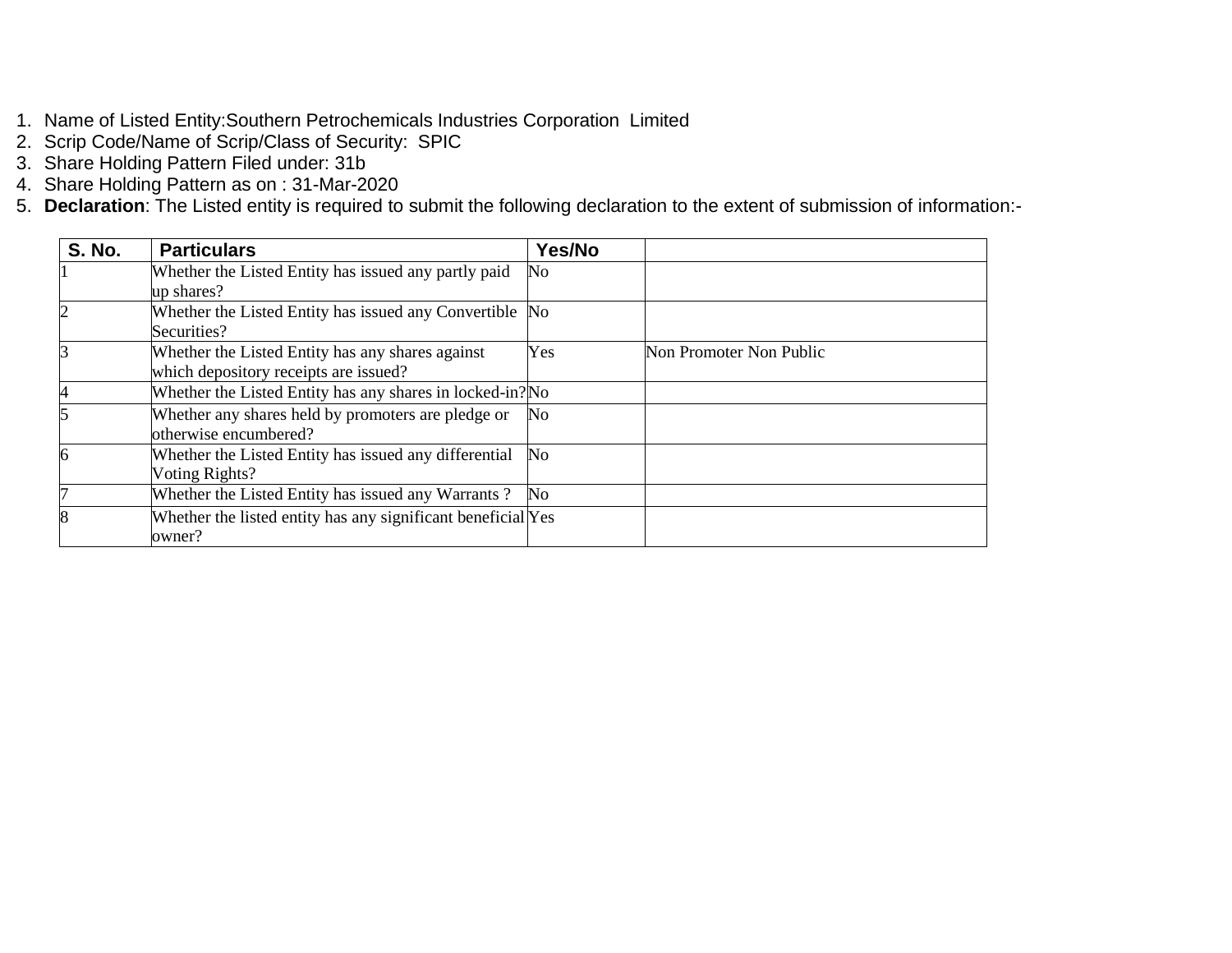1. Name of Listed Entity:Southern Petrochemicals Industries Corporation Limited
2. Scrip Code/Name of Scrip/Class of Security: SPIC
3. Share Holding Pattern Filed under: 31b
4. Share Holding Pattern as on : 31-Mar-2020
5. **Declaration**: The Listed entity is required to submit the following declaration to the extent of submission of information:-

| S. No. | Particulars | Yes/No | |
|---|---|---|---|
| 1 | Whether the Listed Entity has issued any partly paid up shares? | No | |
| 2 | Whether the Listed Entity has issued any Convertible Securities? | No | |
| 3 | Whether the Listed Entity has any shares against which depository receipts are issued? | Yes | Non Promoter Non Public |
| 4 | Whether the Listed Entity has any shares in locked-in? | No | |
| 5 | Whether any shares held by promoters are pledge or otherwise encumbered? | No | |
| 6 | Whether the Listed Entity has issued any differential Voting Rights? | No | |
| 7 | Whether the Listed Entity has issued any Warrants ? | No | |
| 8 | Whether the listed entity has any significant beneficial owner? | Yes | |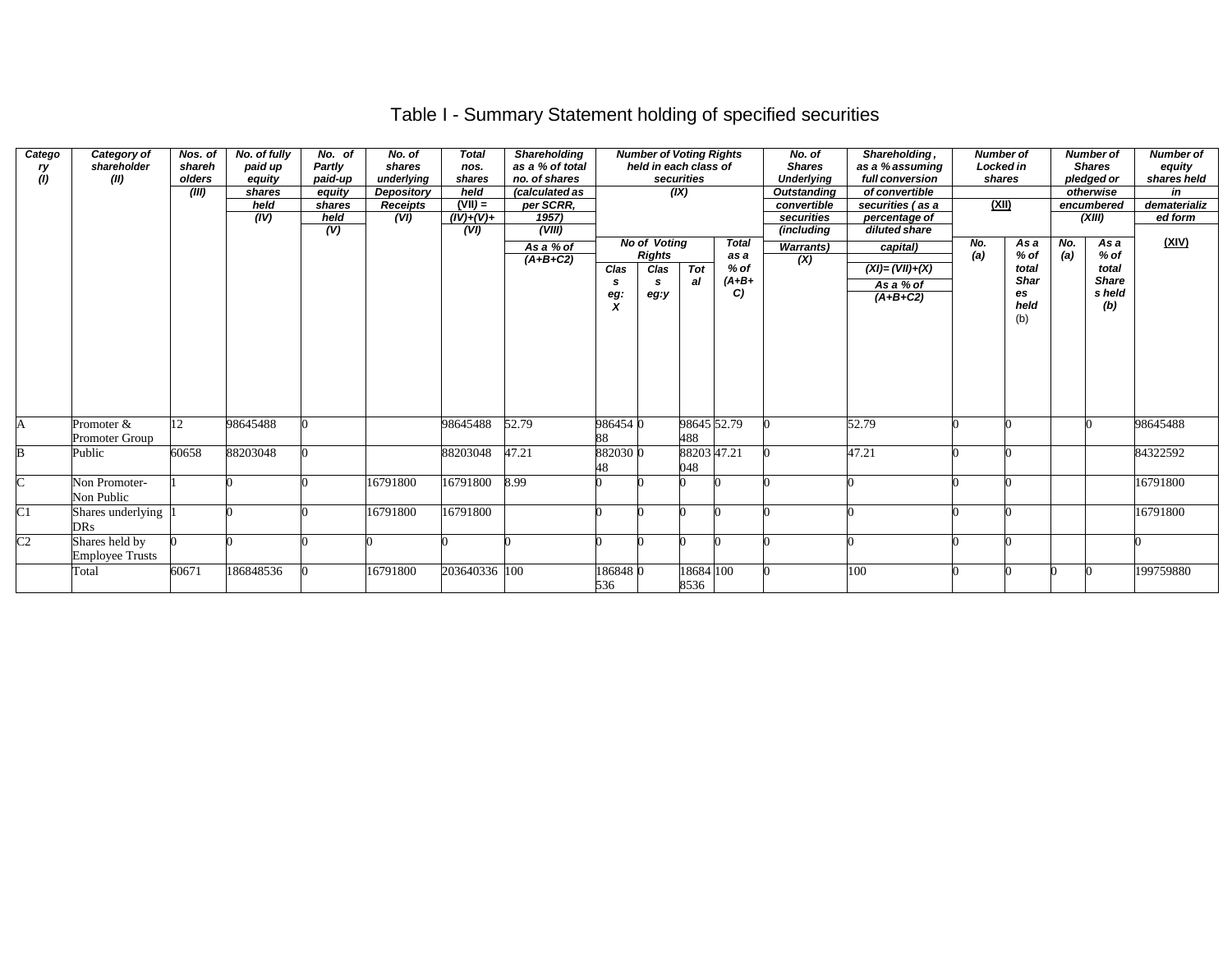# Table I - Summary Statement holding of specified securities

| Category (I) | Category of shareholder (II) | Nos. of shareholders (III) | No. of fully paid up equity shares held (IV) | No. of Partly paid-up equity shares held (V) | No. of shares underlying Depository Receipts (VI) | Total nos. shares held (VII) = (IV)+(V)+ (VI) | Shareholding as a % of total no. of shares (calculated as per SCRR, 1957) (VIII) As a % of (A+B+C2) | Number of Voting Rights held in each class of securities (IX) | | | | No. of Shares Underlying Outstanding convertible securities (including Warrants) (X) | Shareholding , as a % assuming full conversion of convertible securities ( as a percentage of diluted share capital) (XI)= (VII)+(X) As a % of (A+B+C2) | Number of Locked in shares (XII) | | Number of Shares pledged or otherwise encumbered (XIII) | | Number of equity shares held in dematerialized form (XIV) |
|---|---|---|---|---|---|---|---|---|---|---|---|---|---|---|---|---|---|---|
| | | | | | | | | No of Voting Rights | | | Total as a % of (A+B+C) | | | No. (a) | As a % of total Shares held (b) | No. (a) | As a % of total Shares held (b) | |
| | | | | | | | | Class eg: X | Class eg:y | Total | | | | | | | | |
| A | Promoter & Promoter Group | 12 | 98645488 | 0 | | 98645488 | 52.79 | 98645488 | 0 | 98645488 | 52.79 | 0 | 52.79 | 0 | 0 | | 0 | 98645488 |
| B | Public | 60658 | 88203048 | 0 | | 88203048 | 47.21 | 88203048 | 0 | 88203048 | 47.21 | 0 | 47.21 | 0 | 0 | | | 84322592 |
| C | Non Promoter-Non Public | 1 | 0 | 0 | 16791800 | 16791800 | 8.99 | 0 | 0 | 0 | 0 | 0 | 0 | 0 | 0 | | | 16791800 |
| C1 | Shares underlying DRs | 1 | 0 | 0 | 16791800 | 16791800 | | 0 | 0 | 0 | 0 | 0 | 0 | 0 | 0 | | | 16791800 |
| C2 | Shares held by Employee Trusts | 0 | 0 | 0 | 0 | 0 | 0 | 0 | 0 | 0 | 0 | 0 | 0 | 0 | 0 | | | 0 |
| | Total | 60671 | 186848536 | 0 | 16791800 | 203640336 | 100 | 186848536 | 0 | 186848536 | 100 | 0 | 100 | 0 | 0 | 0 | 0 | 199759880 |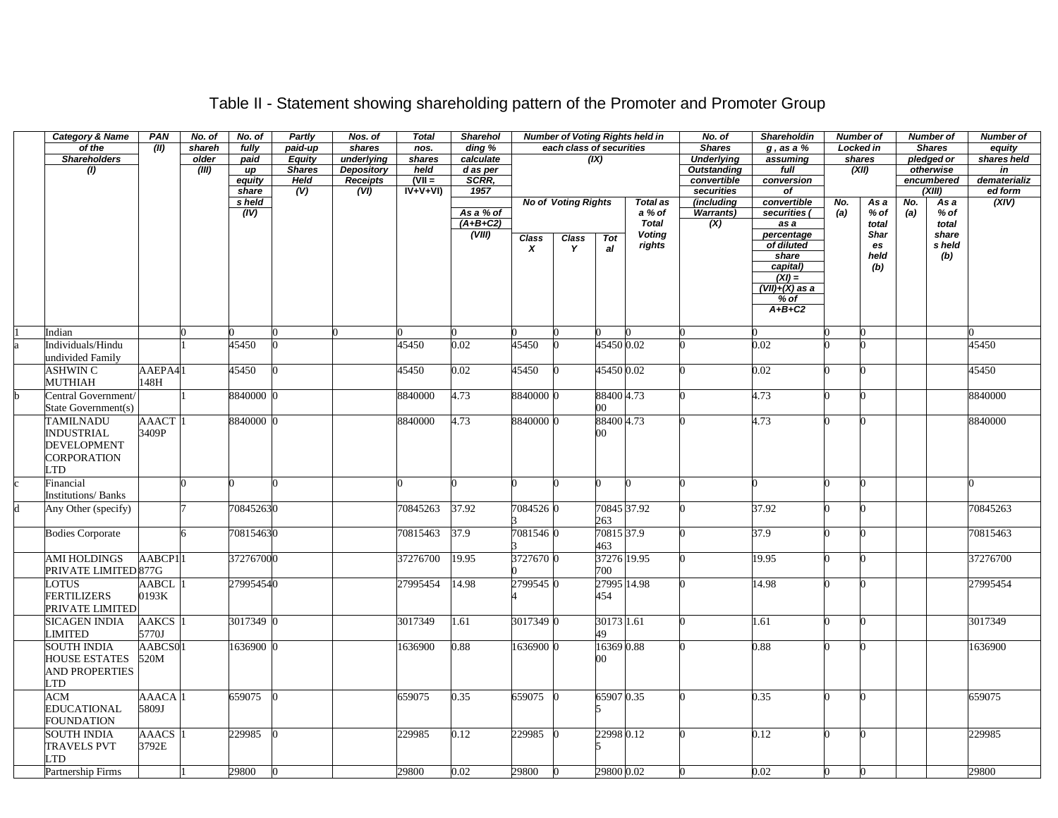# Table II - Statement showing shareholding pattern of the Promoter and Promoter Group

| | Category & Name of the Shareholders (I) | PAN (II) | No. of shareholder (III) | No. of fully paid up equity shares held (IV) | Partly paid-up Equity Shares Held (V) | Nos. of shares underlying Depository Receipts (VI) | Total nos. shares held (VII = IV+V+VI) | Shareholding % calculated as per SCRR, 1957 As a % of (A+B+C2) (VIII) | Number of Voting Rights held in each class of securities (IX) | | | | No. of Shares Underlying Outstanding convertible securities (including Warrants) (X) | Shareholding , as a % assuming full conversion of convertible securities ( as a percentage of diluted share capital) (XI) = (VII)+(X) as a % of A+B+C2 | Number of Locked in shares (XII) | | Number of Shares pledged or otherwise encumbered (XIII) | | Number of equity shares held in dematerialized form (XIV) |
|---|---|---|---|---|---|---|---|---|---|---|---|---|---|---|---|---|---|---|---|
| | | | | | | | | | No of Voting Rights | | | Total as a % of Total Voting rights | | | No. (a) | As a % of total Shares held (b) | No. (a) | As a % of total shares held (b) | |
| | | | | | | | | | Class X | Class Y | Total | | | | | | | | |
| 1 | Indian | | 0 | 0 | 0 | 0 | 0 | 0 | 0 | 0 | 0 | 0 | 0 | 0 | 0 | 0 | | | 0 |
| a | Individuals/Hindu undivided Family | | 1 | 45450 | 0 | | 45450 | 0.02 | 45450 | 0 | 45450 | 0.02 | 0 | 0.02 | 0 | 0 | | | 45450 |
| | ASHWIN C MUTHIAH | AAEPA4148H | 1 | 45450 | 0 | | 45450 | 0.02 | 45450 | 0 | 45450 | 0.02 | 0 | 0.02 | 0 | 0 | | | 45450 |
| b | Central Government/ State Government(s) | | 1 | 8840000 | 0 | | 8840000 | 4.73 | 8840000 | 0 | 8840000 | 4.73 | 0 | 4.73 | 0 | 0 | | | 8840000 |
| | TAMILNADU INDUSTRIAL DEVELOPMENT CORPORATION LTD | AAACT3409P | 1 | 8840000 | 0 | | 8840000 | 4.73 | 8840000 | 0 | 8840000 | 4.73 | 0 | 4.73 | 0 | 0 | | | 8840000 |
| c | Financial Institutions/ Banks | | 0 | 0 | 0 | | 0 | 0 | 0 | 0 | 0 | 0 | 0 | 0 | 0 | 0 | | | 0 |
| d | Any Other (specify) | | 7 | 70845263 | 0 | | 70845263 | 37.92 | 70845263 | 0 | 70845263 | 37.92 | 0 | 37.92 | 0 | 0 | | | 70845263 |
| | Bodies Corporate | | 6 | 70815463 | 0 | | 70815463 | 37.9 | 70815463 | 0 | 70815463 | 37.9 | 0 | 37.9 | 0 | 0 | | | 70815463 |
| | AMI HOLDINGS PRIVATE LIMITED | AABCP1877G | 1 | 37276700 | 0 | | 37276700 | 19.95 | 37276700 | 0 | 37276700 | 19.95 | 0 | 19.95 | 0 | 0 | | | 37276700 |
| | LOTUS FERTILIZERS PRIVATE LIMITED | AABCL0193K | 1 | 27995454 | 0 | | 27995454 | 14.98 | 27995454 | 0 | 27995454 | 14.98 | 0 | 14.98 | 0 | 0 | | | 27995454 |
| | SICAGEN INDIA LIMITED | AAKCS5770J | 1 | 3017349 | 0 | | 3017349 | 1.61 | 3017349 | 0 | 3017349 | 1.61 | 0 | 1.61 | 0 | 0 | | | 3017349 |
| | SOUTH INDIA HOUSE ESTATES AND PROPERTIES LTD | AABCS0520M | 1 | 1636900 | 0 | | 1636900 | 0.88 | 1636900 | 0 | 1636900 | 0.88 | 0 | 0.88 | 0 | 0 | | | 1636900 |
| | ACM EDUCATIONAL FOUNDATION | AAACA5809J | 1 | 659075 | 0 | | 659075 | 0.35 | 659075 | 0 | 659075 | 0.35 | 0 | 0.35 | 0 | 0 | | | 659075 |
| | SOUTH INDIA TRAVELS PVT LTD | AAACS3792E | 1 | 229985 | 0 | | 229985 | 0.12 | 229985 | 0 | 229985 | 0.12 | 0 | 0.12 | 0 | 0 | | | 229985 |
| | Partnership Firms | | 1 | 29800 | 0 | | 29800 | 0.02 | 29800 | 0 | 29800 | 0.02 | 0 | 0.02 | 0 | 0 | | | 29800 |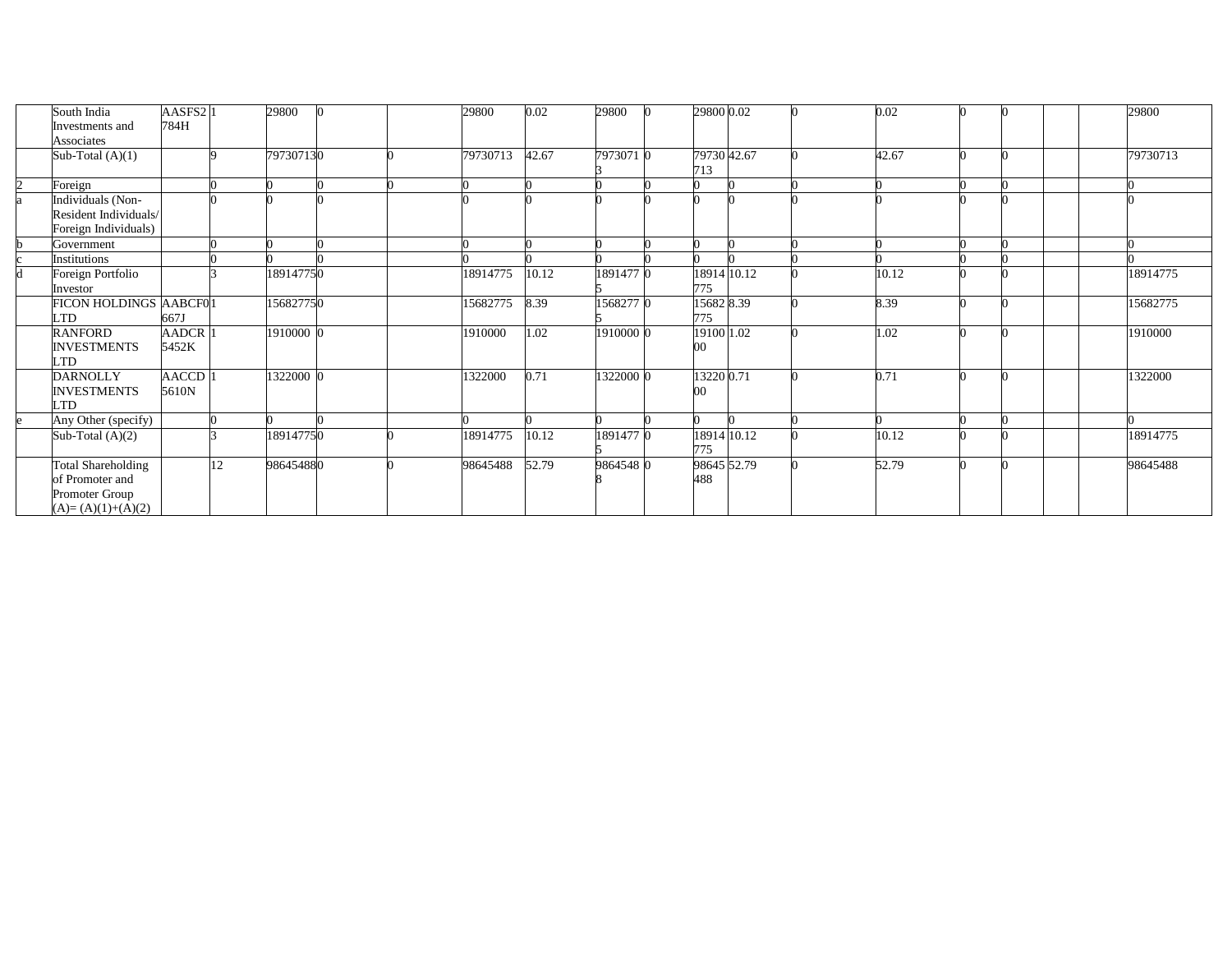| | | | | | | | | | | | | | | | | | | | |
|---|---|---|---|---|---|---|---|---|---|---|---|---|---|---|---|---|---|---|---|
| | South India Investments and Associates | AASFS2784H | 1 | 29800 | 0 | | 29800 | 0.02 | 29800 | 0 | 29800 | 0.02 | 0 | 0.02 | 0 | 0 | | | 29800 |
| | Sub-Total (A)(1) | | 9 | 79730713 | 0 | 0 | 79730713 | 42.67 | 79730713 | 0 | 79730713 | 42.67 | 0 | 42.67 | 0 | 0 | | | 79730713 |
| 2 | Foreign | | 0 | 0 | 0 | 0 | 0 | 0 | 0 | 0 | 0 | 0 | 0 | 0 | 0 | 0 | | | 0 |
| a | Individuals (Non-Resident Individuals/ Foreign Individuals) | | 0 | 0 | 0 | | 0 | 0 | 0 | 0 | 0 | 0 | 0 | 0 | 0 | 0 | | | 0 |
| b | Government | | 0 | 0 | 0 | | 0 | 0 | 0 | 0 | 0 | 0 | 0 | 0 | 0 | 0 | | | 0 |
| c | Institutions | | 0 | 0 | 0 | | 0 | 0 | 0 | 0 | 0 | 0 | 0 | 0 | 0 | 0 | | | 0 |
| d | Foreign Portfolio Investor | | 3 | 18914775 | 0 | | 18914775 | 10.12 | 18914775 | 0 | 18914775 | 10.12 | 0 | 10.12 | 0 | 0 | | | 18914775 |
| | FICON HOLDINGS LTD | AABCF0667J | 1 | 15682775 | 0 | | 15682775 | 8.39 | 15682775 | 0 | 15682775 | 8.39 | 0 | 8.39 | 0 | 0 | | | 15682775 |
| | RANFORD INVESTMENTS LTD | AADCR5452K | 1 | 1910000 | 0 | | 1910000 | 1.02 | 1910000 | 0 | 1910000 | 1.02 | 0 | 1.02 | 0 | 0 | | | 1910000 |
| | DARNOLLY INVESTMENTS LTD | AACCD5610N | 1 | 1322000 | 0 | | 1322000 | 0.71 | 1322000 | 0 | 1322000 | 0.71 | 0 | 0.71 | 0 | 0 | | | 1322000 |
| e | Any Other (specify) | | 0 | 0 | 0 | | 0 | 0 | 0 | 0 | 0 | 0 | 0 | 0 | 0 | 0 | | | 0 |
| | Sub-Total (A)(2) | | 3 | 18914775 | 0 | 0 | 18914775 | 10.12 | 18914775 | 0 | 18914775 | 10.12 | 0 | 10.12 | 0 | 0 | | | 18914775 |
| | Total Shareholding of Promoter and Promoter Group (A)= (A)(1)+(A)(2) | | 12 | 98645488 | 0 | 0 | 98645488 | 52.79 | 98645488 | 0 | 98645488 | 52.79 | 0 | 52.79 | 0 | 0 | | | 98645488 |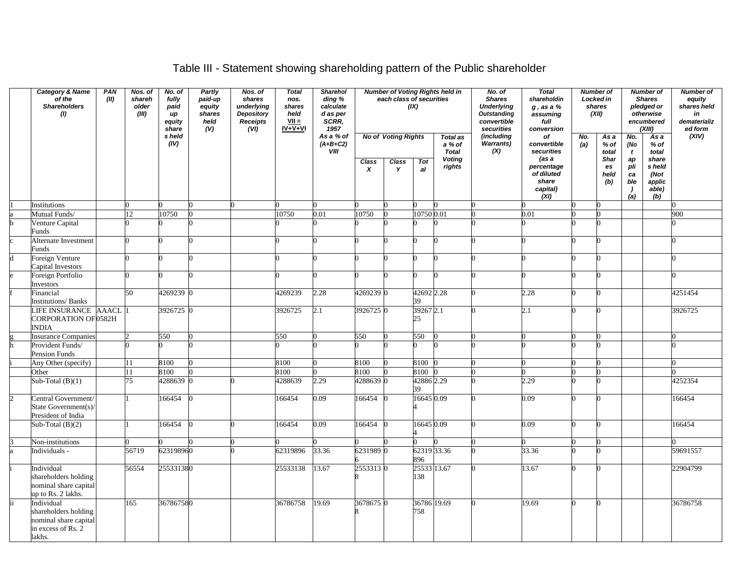# Table III - Statement showing shareholding pattern of the Public shareholder

| | Category & Name of the Shareholders (I) | PAN (II) | Nos. of shareholder (III) | No. of fully paid up equity shares held (IV) | Partly paid-up equity shares held (V) | Nos. of shares underlying Depository Receipts (VI) | Total nos. shares held VII = IV+V+VI | Shareholding % calculated as per SCRR, 1957 As a % of (A+B+C2) VIII | Number of Voting Rights held in each class of securities (IX) | | | | No. of Shares Underlying Outstanding convertible securities (including Warrants) (X) | Total shareholding , as a % assuming full conversion of convertible securities (as a percentage of diluted share capital) (XI) | Number of Locked in shares (XII) | | Number of Shares pledged or otherwise encumbered (XIII) | | Number of equity shares held in dematerialized form (XIV) |
|---|---|---|---|---|---|---|---|---|---|---|---|---|---|---|---|---|---|---|---|
| | | | | | | | | | No of Voting Rights | | | Total as a % of Total Voting rights | | | No. (a) | As a % of total Shares held (b) | No. (Not applicable) (a) | As a % of total shares held (Not applicable) (b) | |
| | | | | | | | | | Class X | Class Y | Total | | | | | | | | |
| 1 | Institutions | | 0 | 0 | 0 | 0 | 0 | 0 | 0 | 0 | 0 | 0 | 0 | 0 | 0 | 0 | | | 0 |
| a | Mutual Funds/ | | 12 | 10750 | 0 | | 10750 | 0.01 | 10750 | 0 | 10750 | 0.01 | 0 | 0.01 | 0 | 0 | | | 900 |
| b | Venture Capital Funds | | 0 | 0 | 0 | | 0 | 0 | 0 | 0 | 0 | 0 | 0 | 0 | 0 | 0 | | | 0 |
| c | Alternate Investment Funds | | 0 | 0 | 0 | | 0 | 0 | 0 | 0 | 0 | 0 | 0 | 0 | 0 | 0 | | | 0 |
| d | Foreign Venture Capital Investors | | 0 | 0 | 0 | | 0 | 0 | 0 | 0 | 0 | 0 | 0 | 0 | 0 | 0 | | | 0 |
| e | Foreign Portfolio Investors | | 0 | 0 | 0 | | 0 | 0 | 0 | 0 | 0 | 0 | 0 | 0 | 0 | 0 | | | 0 |
| f | Financial Institutions/ Banks | | 50 | 4269239 | 0 | | 4269239 | 2.28 | 4269239 | 0 | 4269239 | 2.28 | 0 | 2.28 | 0 | 0 | | | 4251454 |
| | LIFE INSURANCE CORPORATION OF INDIA | AAACL0582H | 1 | 3926725 | 0 | | 3926725 | 2.1 | 3926725 | 0 | 3926725 | 2.1 | 0 | 2.1 | 0 | 0 | | | 3926725 |
| g | Insurance Companies | | 2 | 550 | 0 | | 550 | 0 | 550 | 0 | 550 | 0 | 0 | 0 | 0 | 0 | | | 0 |
| h | Provident Funds/ Pension Funds | | 0 | 0 | 0 | | 0 | 0 | 0 | 0 | 0 | 0 | 0 | 0 | 0 | 0 | | | 0 |
| i | Any Other (specify) | | 11 | 8100 | 0 | | 8100 | 0 | 8100 | 0 | 8100 | 0 | 0 | 0 | 0 | 0 | | | 0 |
| | Other | | 11 | 8100 | 0 | | 8100 | 0 | 8100 | 0 | 8100 | 0 | 0 | 0 | 0 | 0 | | | 0 |
| | Sub-Total (B)(1) | | 75 | 4288639 | 0 | 0 | 4288639 | 2.29 | 4288639 | 0 | 4288639 | 2.29 | 0 | 2.29 | 0 | 0 | | | 4252354 |
| 2 | Central Government/ State Government(s)/ President of India | | 1 | 166454 | 0 | | 166454 | 0.09 | 166454 | 0 | 166454 | 0.09 | 0 | 0.09 | 0 | 0 | | | 166454 |
| | Sub-Total (B)(2) | | 1 | 166454 | 0 | 0 | 166454 | 0.09 | 166454 | 0 | 166454 | 0.09 | 0 | 0.09 | 0 | 0 | | | 166454 |
| 3 | Non-institutions | | 0 | 0 | 0 | 0 | 0 | 0 | 0 | 0 | 0 | 0 | 0 | 0 | 0 | 0 | | | 0 |
| a | Individuals - | | 56719 | 62319896 | 0 | 0 | 62319896 | 33.36 | 62319896 | 0 | 62319896 | 33.36 | 0 | 33.36 | 0 | 0 | | | 59691557 |
| i | Individual shareholders holding nominal share capital up to Rs. 2 lakhs. | | 56554 | 25533138 | 0 | | 25533138 | 13.67 | 25533138 | 0 | 25533138 | 13.67 | 0 | 13.67 | 0 | 0 | | | 22904799 |
| ii | Individual shareholders holding nominal share capital in excess of Rs. 2 lakhs. | | 165 | 36786758 | 0 | | 36786758 | 19.69 | 36786758 | 0 | 36786758 | 19.69 | 0 | 19.69 | 0 | 0 | | | 36786758 |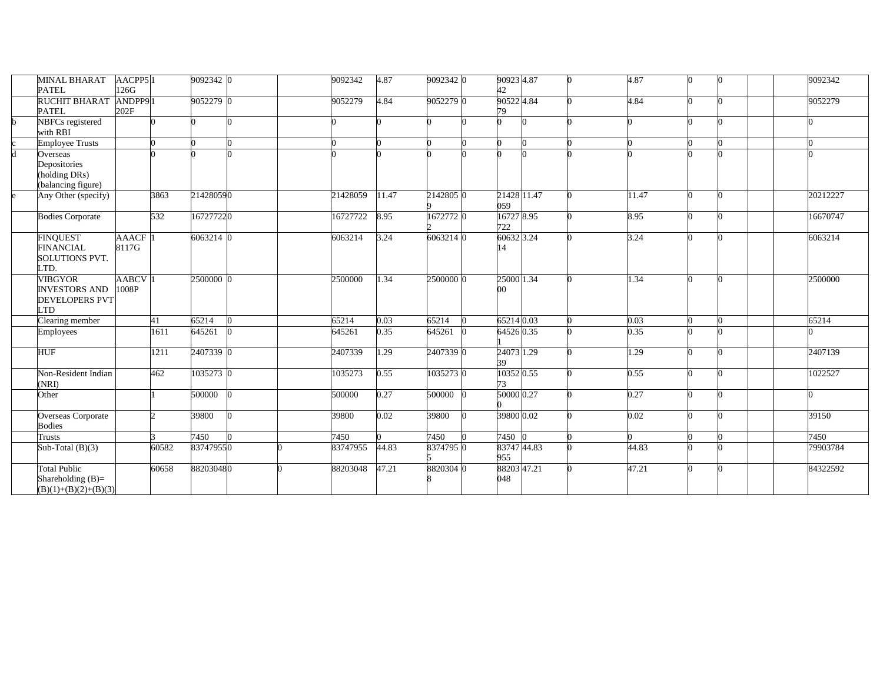| | | | | | | | | | | | | | | | | | | | |
|---|---|---|---|---|---|---|---|---|---|---|---|---|---|---|---|---|---|---|---|
| | MINAL BHARAT PATEL | AACPP5126G | 1 | 9092342 | 0 | | 9092342 | 4.87 | 9092342 | 0 | 9092342 | 4.87 | 0 | 4.87 | 0 | 0 | | | 9092342 |
| | RUCHIT BHARAT PATEL | ANDPP9202F | 1 | 9052279 | 0 | | 9052279 | 4.84 | 9052279 | 0 | 9052279 | 4.84 | 0 | 4.84 | 0 | 0 | | | 9052279 |
| b | NBFCs registered with RBI | | 0 | 0 | 0 | | 0 | 0 | 0 | 0 | 0 | 0 | 0 | 0 | 0 | 0 | | | 0 |
| c | Employee Trusts | | 0 | 0 | 0 | | 0 | 0 | 0 | 0 | 0 | 0 | 0 | 0 | 0 | 0 | | | 0 |
| d | Overseas Depositories (holding DRs) (balancing figure) | | 0 | 0 | 0 | | 0 | 0 | 0 | 0 | 0 | 0 | 0 | 0 | 0 | 0 | | | 0 |
| e | Any Other (specify) | | 3863 | 21428059 | 0 | | 21428059 | 11.47 | 21428059 | 0 | 21428059 | 11.47 | 0 | 11.47 | 0 | 0 | | | 20212227 |
| | Bodies Corporate | | 532 | 16727722 | 0 | | 16727722 | 8.95 | 16727722 | 0 | 16727722 | 8.95 | 0 | 8.95 | 0 | 0 | | | 16670747 |
| | FINQUEST FINANCIAL SOLUTIONS PVT. LTD. | AAACF8117G | 1 | 6063214 | 0 | | 6063214 | 3.24 | 6063214 | 0 | 6063214 | 3.24 | 0 | 3.24 | 0 | 0 | | | 6063214 |
| | VIBGYOR INVESTORS AND DEVELOPERS PVT LTD | AABCV1008P | 1 | 2500000 | 0 | | 2500000 | 1.34 | 2500000 | 0 | 2500000 | 1.34 | 0 | 1.34 | 0 | 0 | | | 2500000 |
| | Clearing member | | 41 | 65214 | 0 | | 65214 | 0.03 | 65214 | 0 | 65214 | 0.03 | 0 | 0.03 | 0 | 0 | | | 65214 |
| | Employees | | 1611 | 645261 | 0 | | 645261 | 0.35 | 645261 | 0 | 645261 | 0.35 | 0 | 0.35 | 0 | 0 | | | 0 |
| | HUF | | 1211 | 2407339 | 0 | | 2407339 | 1.29 | 2407339 | 0 | 2407339 | 1.29 | 0 | 1.29 | 0 | 0 | | | 2407139 |
| | Non-Resident Indian (NRI) | | 462 | 1035273 | 0 | | 1035273 | 0.55 | 1035273 | 0 | 1035273 | 0.55 | 0 | 0.55 | 0 | 0 | | | 1022527 |
| | Other | | 1 | 500000 | 0 | | 500000 | 0.27 | 500000 | 0 | 500000 | 0.27 | 0 | 0.27 | 0 | 0 | | | 0 |
| | Overseas Corporate Bodies | | 2 | 39800 | 0 | | 39800 | 0.02 | 39800 | 0 | 39800 | 0.02 | 0 | 0.02 | 0 | 0 | | | 39150 |
| | Trusts | | 3 | 7450 | 0 | | 7450 | 0 | 7450 | 0 | 7450 | 0 | 0 | 0 | 0 | 0 | | | 7450 |
| | Sub-Total (B)(3) | | 60582 | 83747955 | 0 | 0 | 83747955 | 44.83 | 83747955 | 0 | 83747955 | 44.83 | 0 | 44.83 | 0 | 0 | | | 79903784 |
| | Total Public Shareholding (B)=(B)(1)+(B)(2)+(B)(3) | | 60658 | 88203048 | 0 | 0 | 88203048 | 47.21 | 88203048 | 0 | 88203048 | 47.21 | 0 | 47.21 | 0 | 0 | | | 84322592 |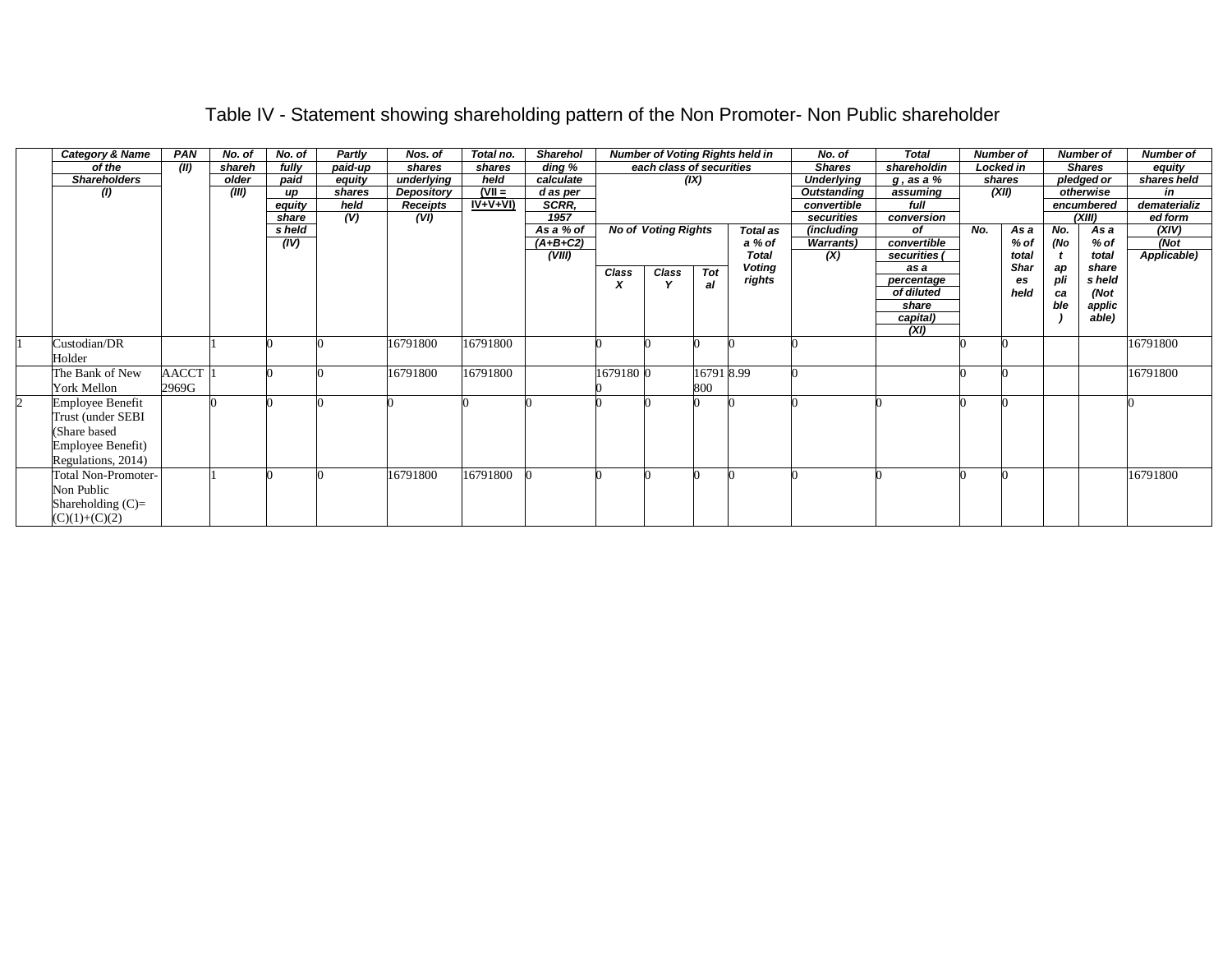# Table IV - Statement showing shareholding pattern of the Non Promoter- Non Public shareholder

| | Category & Name of the Shareholders (I) | PAN (II) | No. of shareholder (III) | No. of fully paid up equity shares held (IV) | Partly paid-up equity shares held (V) | Nos. of shares underlying Depository Receipts (VI) | Total no. shares held (VII = IV+V+VI) | Shareholding % calculated as per SCRR, 1957 As a % of (A+B+C2) (VIII) | Number of Voting Rights held in each class of securities (IX) | | | | No. of Shares Underlying Outstanding convertible securities (including Warrants) (X) | Total shareholding , as a % assuming full conversion of convertible securities ( as a percentage of diluted share capital) (XI) | Number of Locked in shares (XII) | | Number of Shares pledged or otherwise encumbered (XIII) | | Number of equity shares held in dematerialized form (XIV) (Not Applicable) |
|---|---|---|---|---|---|---|---|---|---|---|---|---|---|---|---|---|---|---|---|
| | | | | | | | | | No of Voting Rights | | | Total as a % of Total Voting rights | | | No. | As a % of total Shares held | No. (Not applicable) | As a % of total shares held (Not applicable) | |
| | | | | | | | | | Class X | Class Y | Total | | | | | | | | |
| 1 | Custodian/DR Holder | | 1 | 0 | 0 | 16791800 | 16791800 | | 0 | 0 | 0 | 0 | 0 | | 0 | 0 | | | 16791800 |
| | The Bank of New York Mellon | AACCT2969G | 1 | 0 | 0 | 16791800 | 16791800 | | 16791800 | 0 | 16791800 | 8.99 | 0 | | 0 | 0 | | | 16791800 |
| 2 | Employee Benefit Trust (under SEBI (Share based Employee Benefit) Regulations, 2014) | | 0 | 0 | 0 | 0 | 0 | 0 | 0 | 0 | 0 | 0 | 0 | 0 | 0 | 0 | | | 0 |
| | Total Non-Promoter- Non Public Shareholding (C)= (C)(1)+(C)(2) | | 1 | 0 | 0 | 16791800 | 16791800 | 0 | 0 | 0 | 0 | 0 | 0 | 0 | 0 | 0 | | | 16791800 |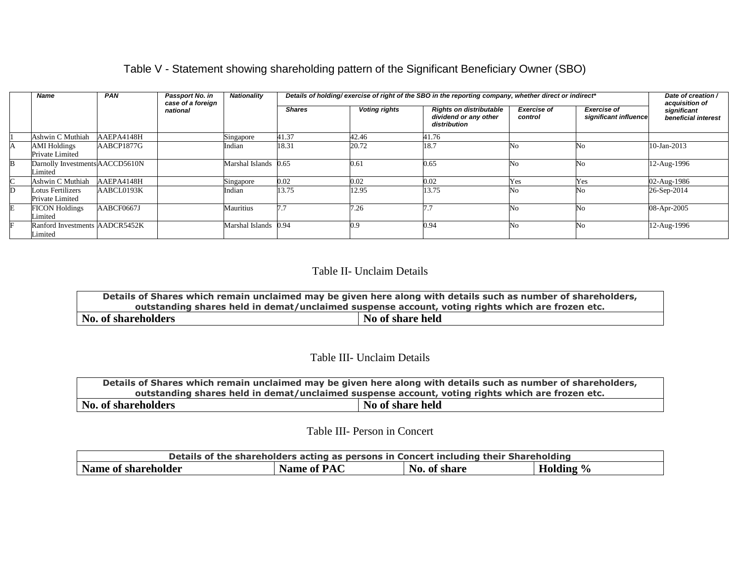# Table V - Statement showing shareholding pattern of the Significant Beneficiary Owner (SBO)

| | Name | PAN | Passport No. in case of a foreign national | Nationality | Details of holding/ exercise of right of the SBO in the reporting company, whether direct or indirect* | | | | | Date of creation / acquisition of significant beneficial interest |
|---|---|---|---|---|---|---|---|---|---|---|
| | | | | | Shares | Voting rights | Rights on distributable dividend or any other distribution | Exercise of control | Exercise of significant influence | |
| 1 | Ashwin C Muthiah | AAEPA4148H | | Singapore | 41.37 | 42.46 | 41.76 | | | |
| A | AMI Holdings Private Limited | AABCP1877G | | Indian | 18.31 | 20.72 | 18.7 | No | No | 10-Jan-2013 |
| B | Darnolly Investments Limited | AACCD5610N | | Marshal Islands | 0.65 | 0.61 | 0.65 | No | No | 12-Aug-1996 |
| C | Ashwin C Muthiah | AAEPA4148H | | Singapore | 0.02 | 0.02 | 0.02 | Yes | Yes | 02-Aug-1986 |
| D | Lotus Fertilizers Private Limited | AABCL0193K | | Indian | 13.75 | 12.95 | 13.75 | No | No | 26-Sep-2014 |
| E | FICON Holdings Limited | AABCF0667J | | Mauritius | 7.7 | 7.26 | 7.7 | No | No | 08-Apr-2005 |
| F | Ranford Investments Limited | AADCR5452K | | Marshal Islands | 0.94 | 0.9 | 0.94 | No | No | 12-Aug-1996 |

## Table II- Unclaim Details

| Details of Shares which remain unclaimed may be given here along with details such as number of shareholders, outstanding shares held in demat/unclaimed suspense account, voting rights which are frozen etc. | |
|---|---|
| **No. of shareholders** | **No of share held** |

## Table III- Unclaim Details

| Details of Shares which remain unclaimed may be given here along with details such as number of shareholders, outstanding shares held in demat/unclaimed suspense account, voting rights which are frozen etc. | |
|---|---|
| **No. of shareholders** | **No of share held** |

## Table III- Person in Concert

| Details of the shareholders acting as persons in Concert including their Shareholding | | | |
|---|---|---|---|
| **Name of shareholder** | **Name of PAC** | **No. of share** | **Holding %** |